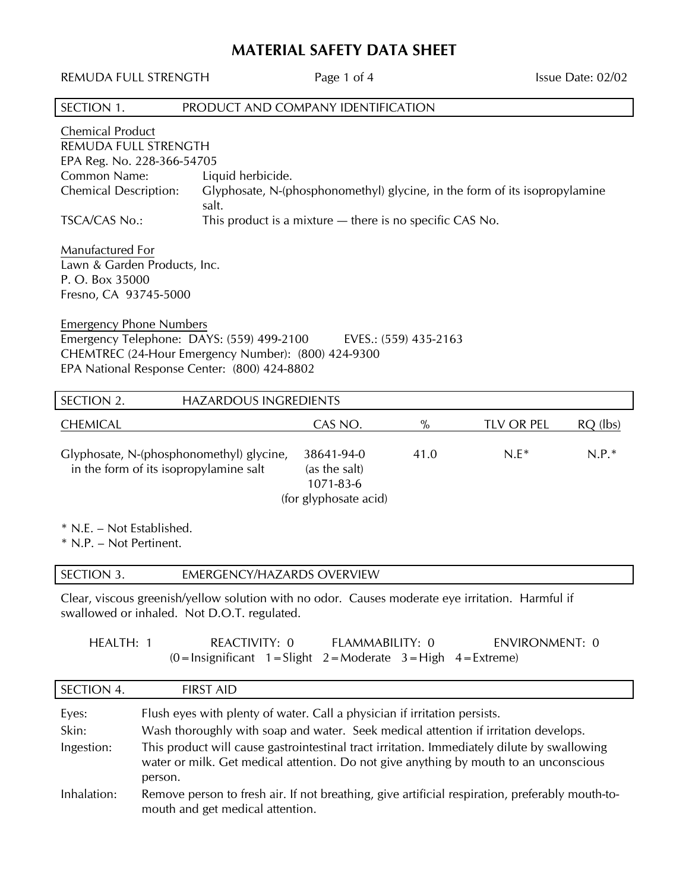# MATERIAL SAFETY DATA SHEET

REMUDA FULL STRENGTH — Issue Date: 02/02

## SECTION 1. PRODUCT AND COMPANY IDENTIFICATION

**Chemical Product**
REMUDA FULL STRENGTH
EPA Reg. No. 228-366-54705

Common Name: Liquid herbicide.
Chemical Description: Glyphosate, N-(phosphonomethyl) glycine, in the form of its isopropylamine salt.
TSCA/CAS No.: This product is a mixture — there is no specific CAS No.

**Manufactured For**
Lawn & Garden Products, Inc.
P. O. Box 35000
Fresno, CA 93745-5000

**Emergency Phone Numbers**
Emergency Telephone: DAYS: (559) 499-2100 EVES.: (559) 435-2163
CHEMTREC (24-Hour Emergency Number): (800) 424-9300
EPA National Response Center: (800) 424-8802

## SECTION 2. HAZARDOUS INGREDIENTS

| CHEMICAL | CAS NO. | % | TLV OR PEL | RQ (lbs) |
|---|---|---|---|---|
| Glyphosate, N-(phosphonomethyl) glycine, in the form of its isopropylamine salt | 38641-94-0 (as the salt) 1071-83-6 (for glyphosate acid) | 41.0 | N.E* | N.P.* |

* N.E. – Not Established.
* N.P. – Not Pertinent.

## SECTION 3. EMERGENCY/HAZARDS OVERVIEW

Clear, viscous greenish/yellow solution with no odor. Causes moderate eye irritation. Harmful if swallowed or inhaled. Not D.O.T. regulated.

HEALTH: 1 REACTIVITY: 0 FLAMMABILITY: 0 ENVIRONMENT: 0
(0 = Insignificant 1 = Slight 2 = Moderate 3 = High 4 = Extreme)

## SECTION 4. FIRST AID

**Eyes:** Flush eyes with plenty of water. Call a physician if irritation persists.

**Skin:** Wash thoroughly with soap and water. Seek medical attention if irritation develops.

**Ingestion:** This product will cause gastrointestinal tract irritation. Immediately dilute by swallowing water or milk. Get medical attention. Do not give anything by mouth to an unconscious person.

**Inhalation:** Remove person to fresh air. If not breathing, give artificial respiration, preferably mouth-to-mouth and get medical attention.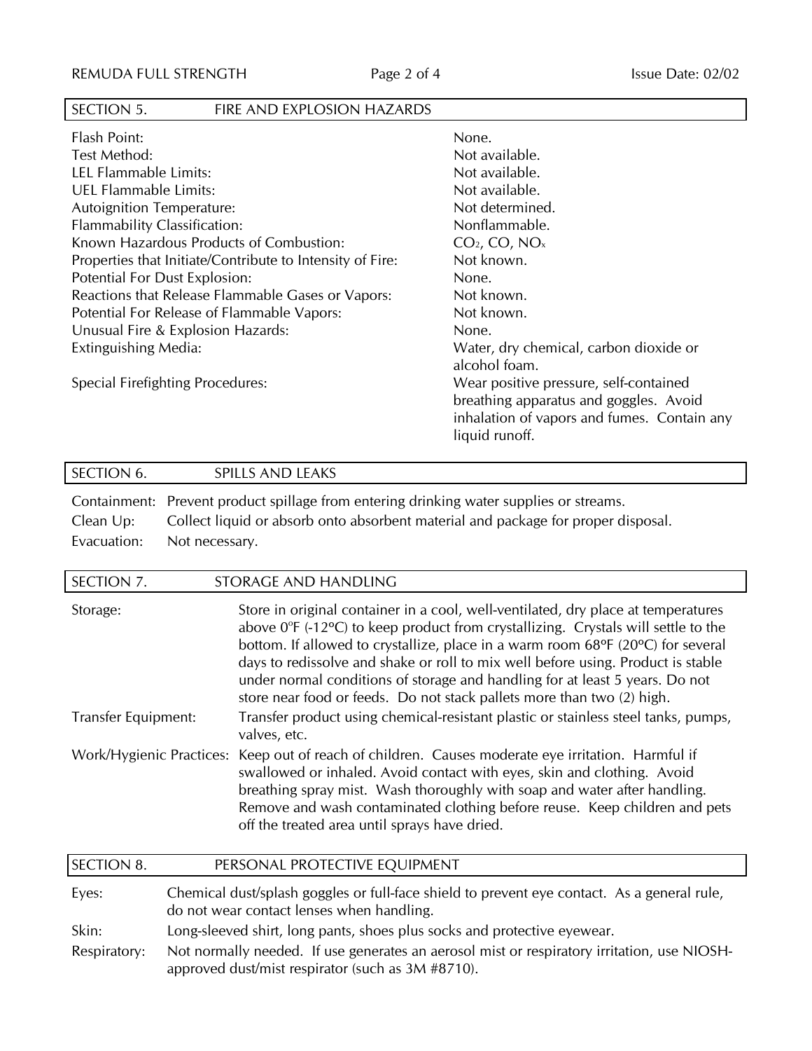## SECTION 5. FIRE AND EXPLOSION HAZARDS

| | |
|---|---|
| Flash Point: | None. |
| Test Method: | Not available. |
| LEL Flammable Limits: | Not available. |
| UEL Flammable Limits: | Not available. |
| Autoignition Temperature: | Not determined. |
| Flammability Classification: | Nonflammable. |
| Known Hazardous Products of Combustion: | $CO_2$, CO, $NO_x$ |
| Properties that Initiate/Contribute to Intensity of Fire: | Not known. |
| Potential For Dust Explosion: | None. |
| Reactions that Release Flammable Gases or Vapors: | Not known. |
| Potential For Release of Flammable Vapors: | Not known. |
| Unusual Fire & Explosion Hazards: | None. |
| Extinguishing Media: | Water, dry chemical, carbon dioxide or alcohol foam. |
| Special Firefighting Procedures: | Wear positive pressure, self-contained breathing apparatus and goggles. Avoid inhalation of vapors and fumes. Contain any liquid runoff. |

## SECTION 6. SPILLS AND LEAKS

Containment: Prevent product spillage from entering drinking water supplies or streams.

Clean Up: Collect liquid or absorb onto absorbent material and package for proper disposal.

Evacuation: Not necessary.

## SECTION 7. STORAGE AND HANDLING

Storage: Store in original container in a cool, well-ventilated, dry place at temperatures above 0ºF (-12ºC) to keep product from crystallizing. Crystals will settle to the bottom. If allowed to crystallize, place in a warm room 68ºF (20ºC) for several days to redissolve and shake or roll to mix well before using. Product is stable under normal conditions of storage and handling for at least 5 years. Do not store near food or feeds. Do not stack pallets more than two (2) high.

Transfer Equipment: Transfer product using chemical-resistant plastic or stainless steel tanks, pumps, valves, etc.

Work/Hygienic Practices: Keep out of reach of children. Causes moderate eye irritation. Harmful if swallowed or inhaled. Avoid contact with eyes, skin and clothing. Avoid breathing spray mist. Wash thoroughly with soap and water after handling. Remove and wash contaminated clothing before reuse. Keep children and pets off the treated area until sprays have dried.

## SECTION 8. PERSONAL PROTECTIVE EQUIPMENT

Eyes: Chemical dust/splash goggles or full-face shield to prevent eye contact. As a general rule, do not wear contact lenses when handling.

Skin: Long-sleeved shirt, long pants, shoes plus socks and protective eyewear.

Respiratory: Not normally needed. If use generates an aerosol mist or respiratory irritation, use NIOSH-approved dust/mist respirator (such as 3M #8710).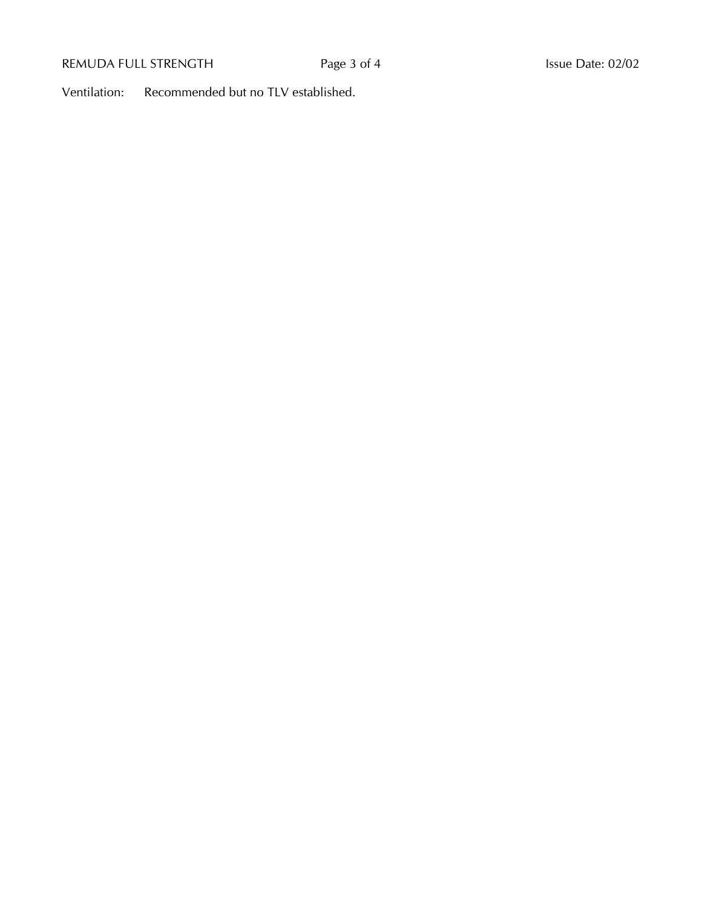Ventilation: Recommended but no TLV established.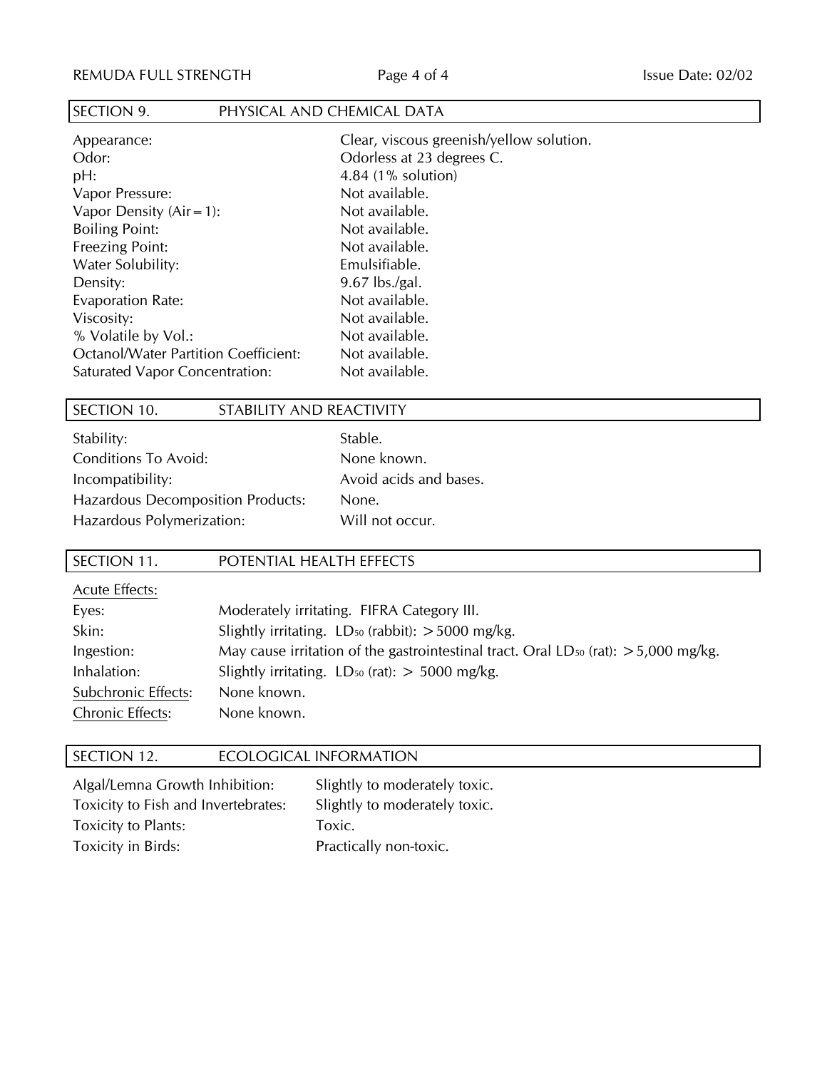## SECTION 9. PHYSICAL AND CHEMICAL DATA

| | |
|---|---|
| Appearance: | Clear, viscous greenish/yellow solution. |
| Odor: | Odorless at 23 degrees C. |
| pH: | 4.84 (1% solution) |
| Vapor Pressure: | Not available. |
| Vapor Density (Air=1): | Not available. |
| Boiling Point: | Not available. |
| Freezing Point: | Not available. |
| Water Solubility: | Emulsifiable. |
| Density: | 9.67 lbs./gal. |
| Evaporation Rate: | Not available. |
| Viscosity: | Not available. |
| % Volatile by Vol.: | Not available. |
| Octanol/Water Partition Coefficient: | Not available. |
| Saturated Vapor Concentration: | Not available. |

## SECTION 10. STABILITY AND REACTIVITY

| | |
|---|---|
| Stability: | Stable. |
| Conditions To Avoid: | None known. |
| Incompatibility: | Avoid acids and bases. |
| Hazardous Decomposition Products: | None. |
| Hazardous Polymerization: | Will not occur. |

## SECTION 11. POTENTIAL HEALTH EFFECTS

Acute Effects:

| | |
|---|---|
| Eyes: | Moderately irritating. FIFRA Category III. |
| Skin: | Slightly irritating. $LD_{50}$ (rabbit): >5000 mg/kg. |
| Ingestion: | May cause irritation of the gastrointestinal tract. Oral $LD_{50}$ (rat): >5,000 mg/kg. |
| Inhalation: | Slightly irritating. $LD_{50}$ (rat): > 5000 mg/kg. |
| Subchronic Effects: | None known. |
| Chronic Effects: | None known. |

## SECTION 12. ECOLOGICAL INFORMATION

| | |
|---|---|
| Algal/Lemna Growth Inhibition: | Slightly to moderately toxic. |
| Toxicity to Fish and Invertebrates: | Slightly to moderately toxic. |
| Toxicity to Plants: | Toxic. |
| Toxicity in Birds: | Practically non-toxic. |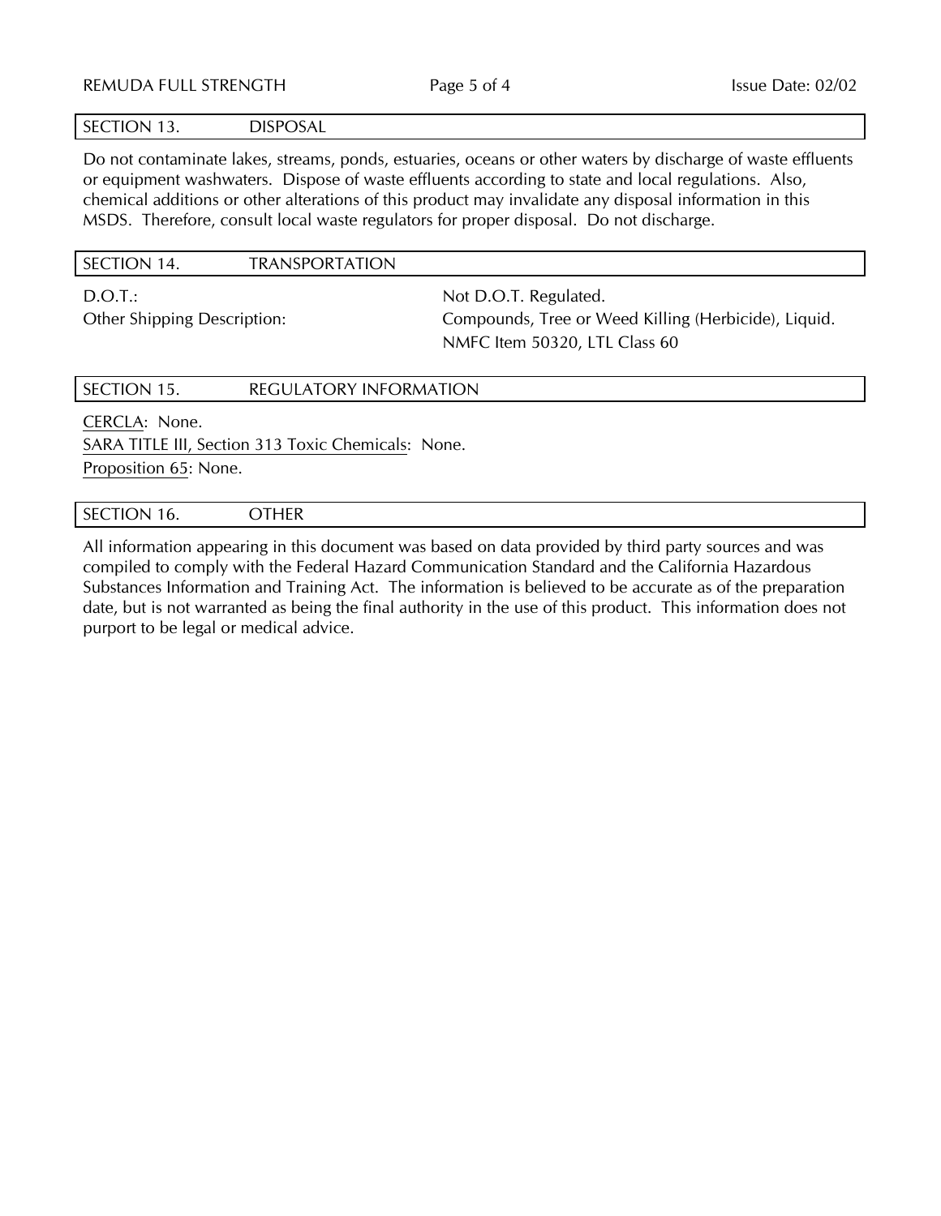## SECTION 13. DISPOSAL

Do not contaminate lakes, streams, ponds, estuaries, oceans or other waters by discharge of waste effluents or equipment washwaters. Dispose of waste effluents according to state and local regulations. Also, chemical additions or other alterations of this product may invalidate any disposal information in this MSDS. Therefore, consult local waste regulators for proper disposal. Do not discharge.

## SECTION 14. TRANSPORTATION

| | |
|---|---|
| D.O.T.: | Not D.O.T. Regulated. |
| Other Shipping Description: | Compounds, Tree or Weed Killing (Herbicide), Liquid. NMFC Item 50320, LTL Class 60 |

## SECTION 15. REGULATORY INFORMATION

CERCLA: None.

SARA TITLE III, Section 313 Toxic Chemicals: None.

Proposition 65: None.

## SECTION 16. OTHER

All information appearing in this document was based on data provided by third party sources and was compiled to comply with the Federal Hazard Communication Standard and the California Hazardous Substances Information and Training Act. The information is believed to be accurate as of the preparation date, but is not warranted as being the final authority in the use of this product. This information does not purport to be legal or medical advice.